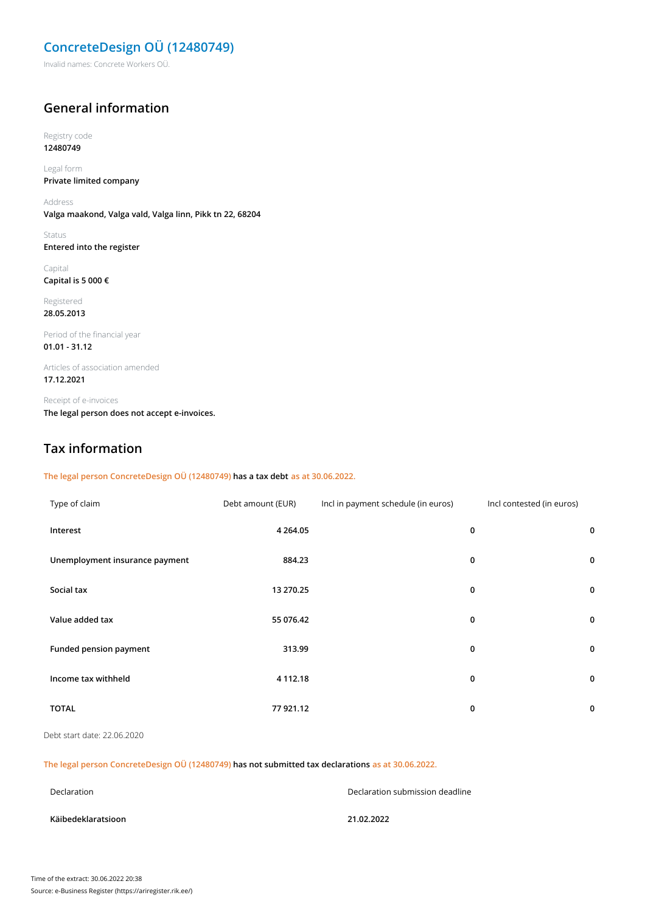# ConcreteDesign OÜ (12480749)

Invalid names: Concrete Workers OÜ.

## General information

Registry code
**12480749**

Legal form
**Private limited company**

Address
**Valga maakond, Valga vald, Valga linn, Pikk tn 22, 68204**

Status
**Entered into the register**

Capital
**Capital is 5 000 €**

Registered
**28.05.2013**

Period of the financial year
**01.01 - 31.12**

Articles of association amended
**17.12.2021**

Receipt of e-invoices
**The legal person does not accept e-invoices.**

## Tax information

The legal person ConcreteDesign OÜ (12480749) **has a tax debt** as at 30.06.2022.

| Type of claim | Debt amount (EUR) | Incl in payment schedule (in euros) | Incl contested (in euros) |
|---|---|---|---|
| **Interest** | **4 264.05** | **0** | **0** |
| **Unemployment insurance payment** | **884.23** | **0** | **0** |
| **Social tax** | **13 270.25** | **0** | **0** |
| **Value added tax** | **55 076.42** | **0** | **0** |
| **Funded pension payment** | **313.99** | **0** | **0** |
| **Income tax withheld** | **4 112.18** | **0** | **0** |
| **TOTAL** | **77 921.12** | **0** | **0** |

Debt start date: 22.06.2020

The legal person ConcreteDesign OÜ (12480749) **has not submitted tax declarations** as at 30.06.2022.

| Declaration | Declaration submission deadline |
|---|---|
| **Käibedeklaratsioon** | **21.02.2022** |

Time of the extract: 30.06.2022 20:38
Source: e-Business Register (https://ariregister.rik.ee/)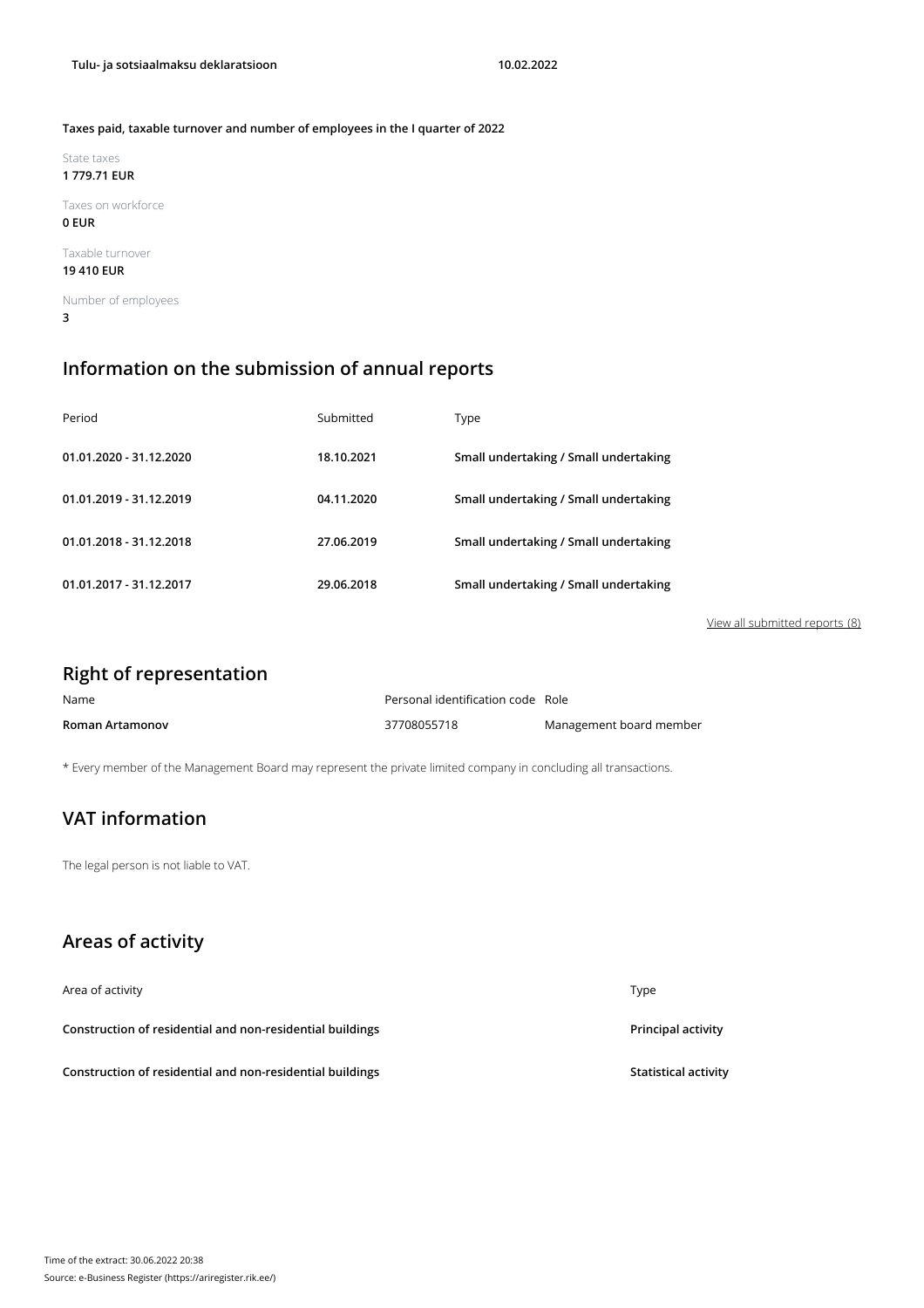| | |
|---|---|
| Tulu- ja sotsiaalmaksu deklaratsioon | 10.02.2022 |

**Taxes paid, taxable turnover and number of employees in the I quarter of 2022**

State taxes
**1 779.71 EUR**

Taxes on workforce
**0 EUR**

Taxable turnover
**19 410 EUR**

Number of employees
**3**

## Information on the submission of annual reports

| Period | Submitted | Type |
|---|---|---|
| **01.01.2020 - 31.12.2020** | **18.10.2021** | **Small undertaking / Small undertaking** |
| **01.01.2019 - 31.12.2019** | **04.11.2020** | **Small undertaking / Small undertaking** |
| **01.01.2018 - 31.12.2018** | **27.06.2019** | **Small undertaking / Small undertaking** |
| **01.01.2017 - 31.12.2017** | **29.06.2018** | **Small undertaking / Small undertaking** |

View all submitted reports (8)

## Right of representation

| Name | Personal identification code | Role |
|---|---|---|
| **Roman Artamonov** | 37708055718 | Management board member |

* Every member of the Management Board may represent the private limited company in concluding all transactions.

## VAT information

The legal person is not liable to VAT.

## Areas of activity

| Area of activity | Type |
|---|---|
| **Construction of residential and non-residential buildings** | **Principal activity** |
| **Construction of residential and non-residential buildings** | **Statistical activity** |

Time of the extract: 30.06.2022 20:38
Source: e-Business Register (https://ariregister.rik.ee/)